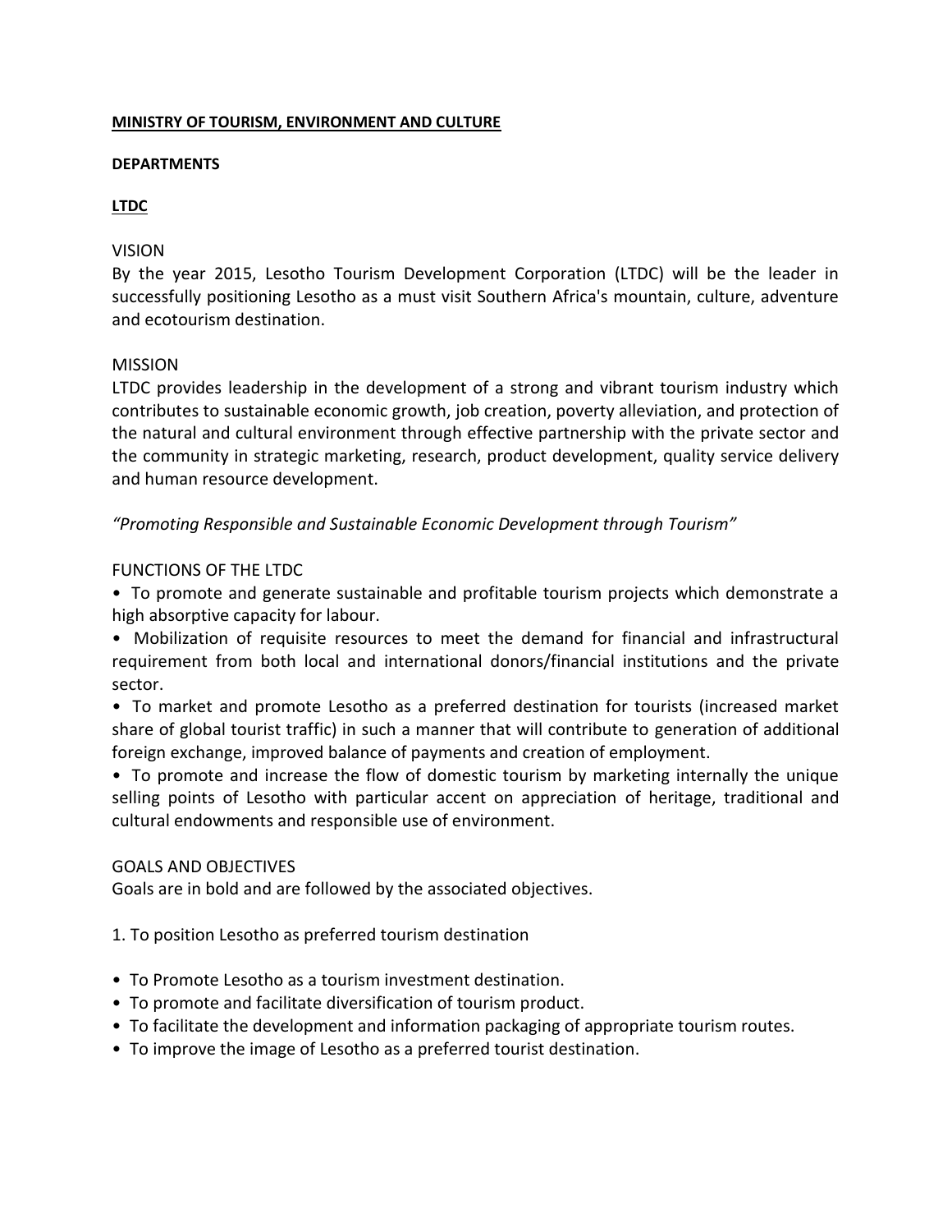**MINISTRY OF TOURISM, ENVIRONMENT AND CULTURE**

**DEPARTMENTS**

**LTDC**

VISION

By the year 2015, Lesotho Tourism Development Corporation (LTDC) will be the leader in successfully positioning Lesotho as a must visit Southern Africa's mountain, culture, adventure and ecotourism destination.

MISSION

LTDC provides leadership in the development of a strong and vibrant tourism industry which contributes to sustainable economic growth, job creation, poverty alleviation, and protection of the natural and cultural environment through effective partnership with the private sector and the community in strategic marketing, research, product development, quality service delivery and human resource development.

*"Promoting Responsible and Sustainable Economic Development through Tourism"*

FUNCTIONS OF THE LTDC

- To promote and generate sustainable and profitable tourism projects which demonstrate a high absorptive capacity for labour.
- Mobilization of requisite resources to meet the demand for financial and infrastructural requirement from both local and international donors/financial institutions and the private sector.
- To market and promote Lesotho as a preferred destination for tourists (increased market share of global tourist traffic) in such a manner that will contribute to generation of additional foreign exchange, improved balance of payments and creation of employment.
- To promote and increase the flow of domestic tourism by marketing internally the unique selling points of Lesotho with particular accent on appreciation of heritage, traditional and cultural endowments and responsible use of environment.

GOALS AND OBJECTIVES

Goals are in bold and are followed by the associated objectives.

1. To position Lesotho as preferred tourism destination

- To Promote Lesotho as a tourism investment destination.
- To promote and facilitate diversification of tourism product.
- To facilitate the development and information packaging of appropriate tourism routes.
- To improve the image of Lesotho as a preferred tourist destination.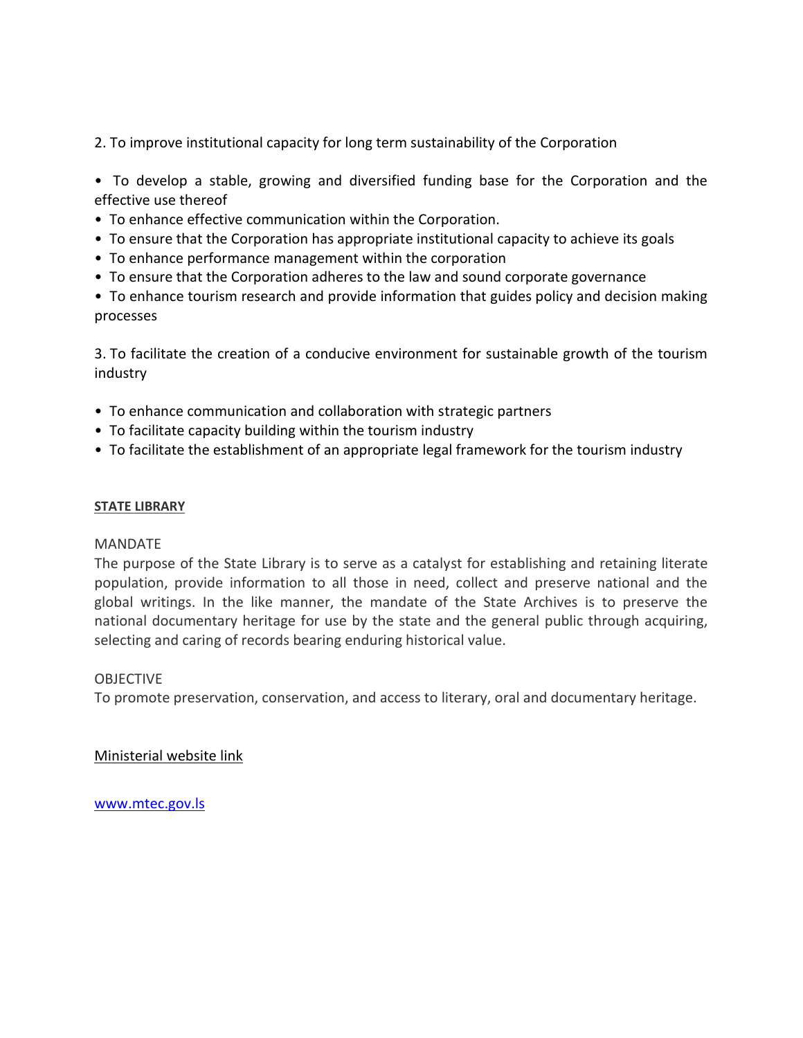2. To improve institutional capacity for long term sustainability of the Corporation

- To develop a stable, growing and diversified funding base for the Corporation and the effective use thereof
- To enhance effective communication within the Corporation.
- To ensure that the Corporation has appropriate institutional capacity to achieve its goals
- To enhance performance management within the corporation
- To ensure that the Corporation adheres to the law and sound corporate governance
- To enhance tourism research and provide information that guides policy and decision making processes

3. To facilitate the creation of a conducive environment for sustainable growth of the tourism industry

- To enhance communication and collaboration with strategic partners
- To facilitate capacity building within the tourism industry
- To facilitate the establishment of an appropriate legal framework for the tourism industry

## STATE LIBRARY

MANDATE

The purpose of the State Library is to serve as a catalyst for establishing and retaining literate population, provide information to all those in need, collect and preserve national and the global writings. In the like manner, the mandate of the State Archives is to preserve the national documentary heritage for use by the state and the general public through acquiring, selecting and caring of records bearing enduring historical value.

OBJECTIVE

To promote preservation, conservation, and access to literary, oral and documentary heritage.

Ministerial website link

www.mtec.gov.ls